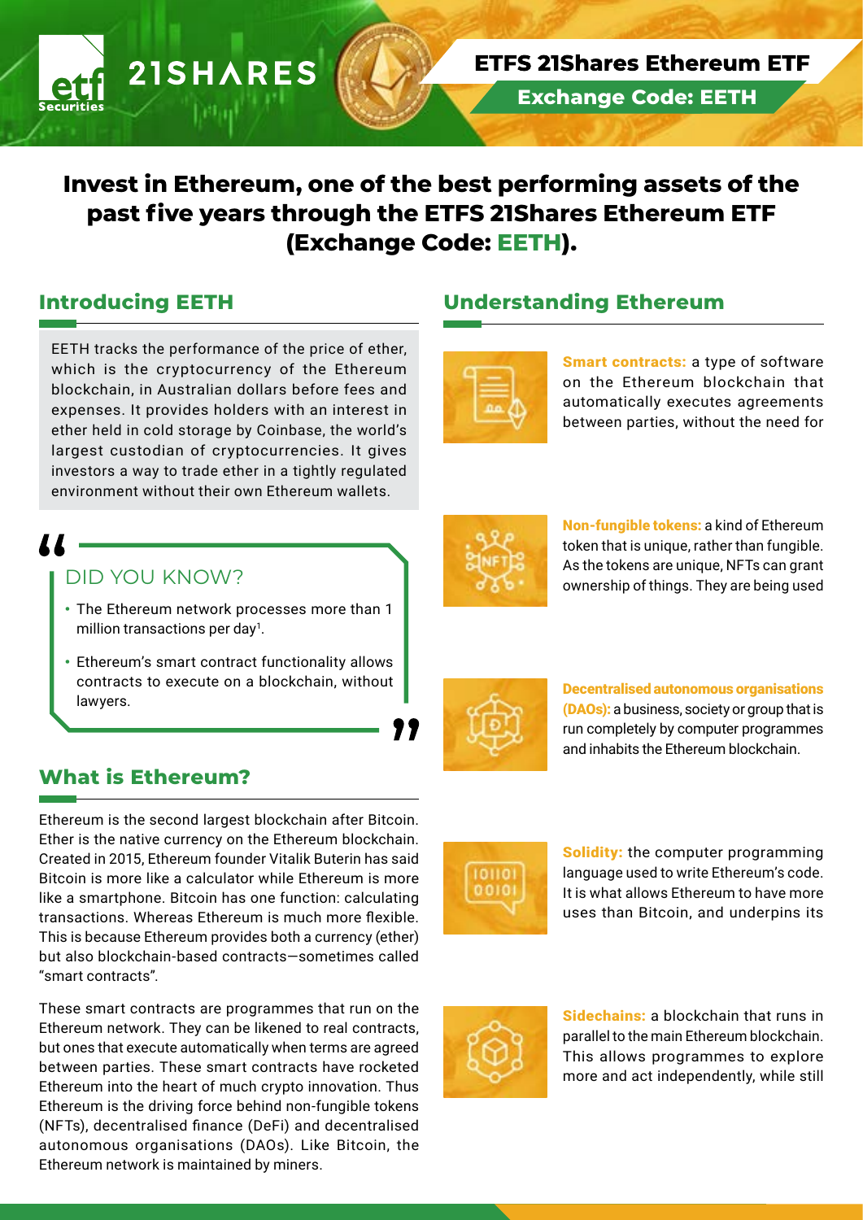# ETFS 21Shares Ethereum ETF

**Exchange Code: EETH**

## Invest in Ethereum, one of the best performing assets of the past five years through the ETFS 21Shares Ethereum ETF (Exchange Code: EETH).

## Introducing EETH

EETH tracks the performance of the price of ether, which is the cryptocurrency of the Ethereum blockchain, in Australian dollars before fees and expenses. It provides holders with an interest in ether held in cold storage by Coinbase, the world's largest custodian of cryptocurrencies. It gives investors a way to trade ether in a tightly regulated environment without their own Ethereum wallets.

> **DID YOU KNOW?**
>
> - The Ethereum network processes more than 1 million transactions per day[1].
> - Ethereum's smart contract functionality allows contracts to execute on a blockchain, without lawyers.

## What is Ethereum?

Ethereum is the second largest blockchain after Bitcoin. Ether is the native currency on the Ethereum blockchain. Created in 2015, Ethereum founder Vitalik Buterin has said Bitcoin is more like a calculator while Ethereum is more like a smartphone. Bitcoin has one function: calculating transactions. Whereas Ethereum is much more flexible. This is because Ethereum provides both a currency (ether) but also blockchain-based contracts—sometimes called "smart contracts".

These smart contracts are programmes that run on the Ethereum network. They can be likened to real contracts, but ones that execute automatically when terms are agreed between parties. These smart contracts have rocketed Ethereum into the heart of much crypto innovation. Thus Ethereum is the driving force behind non-fungible tokens (NFTs), decentralised finance (DeFi) and decentralised autonomous organisations (DAOs). Like Bitcoin, the Ethereum network is maintained by miners.

## Understanding Ethereum

**Smart contracts:** a type of software on the Ethereum blockchain that automatically executes agreements between parties, without the need for

**Non-fungible tokens:** a kind of Ethereum token that is unique, rather than fungible. As the tokens are unique, NFTs can grant ownership of things. They are being used

**Decentralised autonomous organisations (DAOs):** a business, society or group that is run completely by computer programmes and inhabits the Ethereum blockchain.

**Solidity:** the computer programming language used to write Ethereum's code. It is what allows Ethereum to have more uses than Bitcoin, and underpins its

**Sidechains:** a blockchain that runs in parallel to the main Ethereum blockchain. This allows programmes to explore more and act independently, while still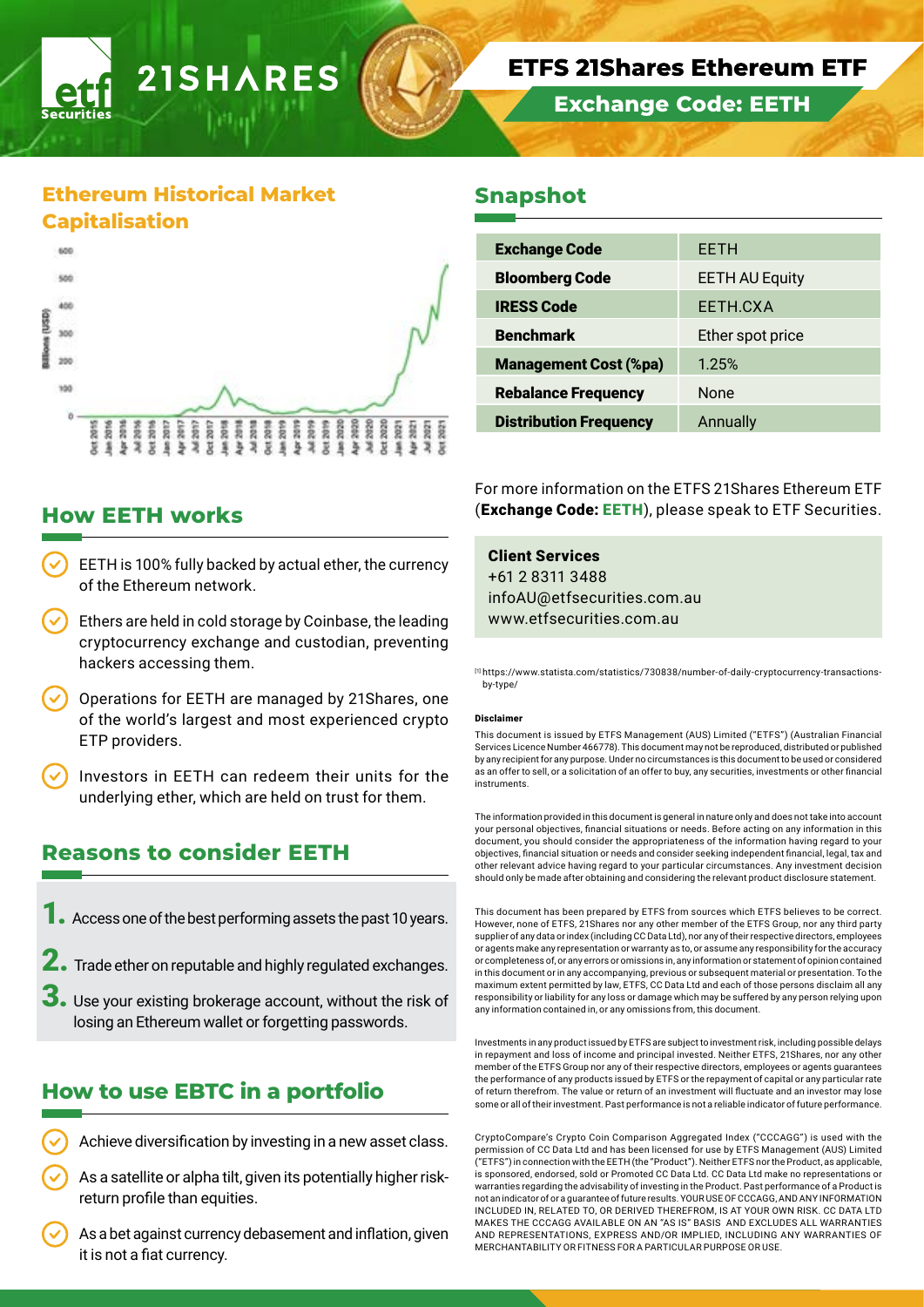# ETFS 21Shares Ethereum ETF

**Exchange Code: EETH**

## Ethereum Historical Market Capitalisation

Billions (USD)

600
500
400
300
200
100
0

Oct 2015, Jan 2016, Apr 2016, Jul 2016, Oct 2016, Jan 2017, Apr 2017, Jul 2017, Oct 2017, Jan 2018, Apr 2018, Jul 2018, Oct 2018, Jan 2019, Apr 2019, Jul 2019, Oct 2019, Jan 2020, Apr 2020, Jul 2020, Oct 2020, Jan 2021, Apr 2021, Jul 2021, Oct 2021

## How EETH works

- EETH is 100% fully backed by actual ether, the currency of the Ethereum network.
- Ethers are held in cold storage by Coinbase, the leading cryptocurrency exchange and custodian, preventing hackers accessing them.
- Operations for EETH are managed by 21Shares, one of the world's largest and most experienced crypto ETP providers.
- Investors in EETH can redeem their units for the underlying ether, which are held on trust for them.

## Reasons to consider EETH

1. Access one of the best performing assets the past 10 years.
2. Trade ether on reputable and highly regulated exchanges.
3. Use your existing brokerage account, without the risk of losing an Ethereum wallet or forgetting passwords.

## How to use EBTC in a portfolio

- Achieve diversification by investing in a new asset class.
- As a satellite or alpha tilt, given its potentially higher risk-return profile than equities.
- As a bet against currency debasement and inflation, given it is not a fiat currency.

## Snapshot

| | |
|---|---|
| **Exchange Code** | EETH |
| **Bloomberg Code** | EETH AU Equity |
| **IRESS Code** | EETH.CXA |
| **Benchmark** | Ether spot price |
| **Management Cost (%pa)** | 1.25% |
| **Rebalance Frequency** | None |
| **Distribution Frequency** | Annually |

For more information on the ETFS 21Shares Ethereum ETF (**Exchange Code: EETH**), please speak to ETF Securities.

**Client Services**
+61 2 8311 3488
infoAU@etfsecurities.com.au
www.etfsecurities.com.au

[1] https://www.statista.com/statistics/730838/number-of-daily-cryptocurrency-transactions-by-type/

**Disclaimer**

This document is issued by ETFS Management (AUS) Limited ("ETFS") (Australian Financial Services Licence Number 466778). This document may not be reproduced, distributed or published by any recipient for any purpose. Under no circumstances is this document to be used or considered as an offer to sell, or a solicitation of an offer to buy, any securities, investments or other financial instruments.

The information provided in this document is general in nature only and does not take into account your personal objectives, financial situations or needs. Before acting on any information in this document, you should consider the appropriateness of the information having regard to your objectives, financial situation or needs and consider seeking independent financial, legal, tax and other relevant advice having regard to your particular circumstances. Any investment decision should only be made after obtaining and considering the relevant product disclosure statement.

This document has been prepared by ETFS from sources which ETFS believes to be correct. However, none of ETFS, 21Shares nor any other member of the ETFS Group, nor any third party supplier of any data or index (including CC Data Ltd), nor any of their respective directors, employees or agents make any representation or warranty as to, or assume any responsibility for the accuracy or completeness of, or any errors or omissions in, any information or statement of opinion contained in this document or in any accompanying, previous or subsequent material or presentation. To the maximum extent permitted by law, ETFS, CC Data Ltd and each of those persons disclaim all any responsibility or liability for any loss or damage which may be suffered by any person relying upon any information contained in, or any omissions from, this document.

Investments in any product issued by ETFS are subject to investment risk, including possible delays in repayment and loss of income and principal invested. Neither ETFS, 21Shares, nor any other member of the ETFS Group nor any of their respective directors, employees or agents guarantees the performance of any products issued by ETFS or the repayment of capital or any particular rate of return therefrom. The value or return of an investment will fluctuate and an investor may lose some or all of their investment. Past performance is not a reliable indicator of future performance.

CryptoCompare's Crypto Coin Comparison Aggregated Index ("CCCAGG") is used with the permission of CC Data Ltd and has been licensed for use by ETFS Management (AUS) Limited ("ETFS") in connection with the EETH (the "Product"). Neither ETFS nor the Product, as applicable, is sponsored, endorsed, sold or Promoted CC Data Ltd. CC Data Ltd make no representations or warranties regarding the advisability of investing in the Product. Past performance of a Product is not an indicator of or a guarantee of future results. YOUR USE OF CCCAGG, AND ANY INFORMATION INCLUDED IN, RELATED TO, OR DERIVED THEREFROM, IS AT YOUR OWN RISK. CC DATA LTD MAKES THE CCCAGG AVAILABLE ON AN "AS IS" BASIS AND EXCLUDES ALL WARRANTIES AND REPRESENTATIONS, EXPRESS AND/OR IMPLIED, INCLUDING ANY WARRANTIES OF MERCHANTABILITY OR FITNESS FOR A PARTICULAR PURPOSE OR USE.